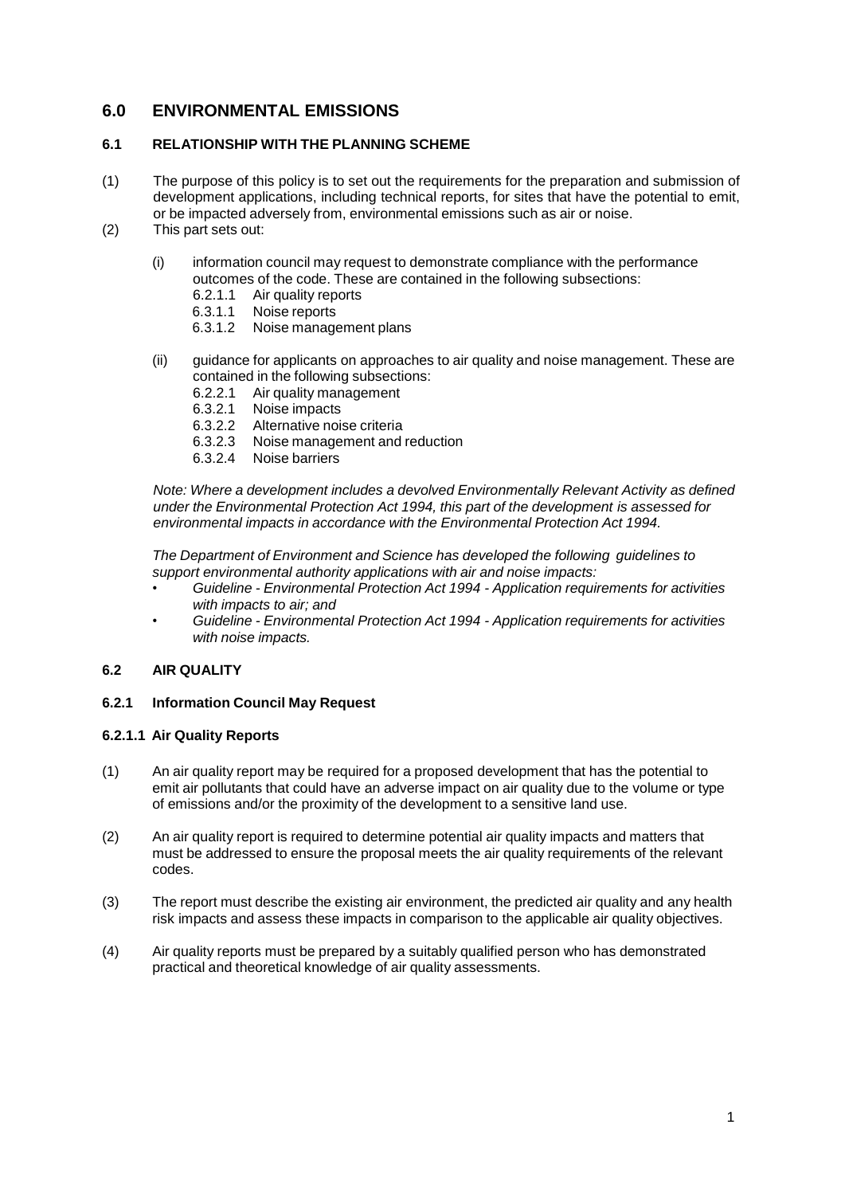# 6.0 ENVIRONMENTAL EMISSIONS

## 6.1 RELATIONSHIP WITH THE PLANNING SCHEME

(1) The purpose of this policy is to set out the requirements for the preparation and submission of development applications, including technical reports, for sites that have the potential to emit, or be impacted adversely from, environmental emissions such as air or noise.

(2) This part sets out:

   (i) information council may request to demonstrate compliance with the performance outcomes of the code. These are contained in the following subsections:
   - 6.2.1.1 Air quality reports
   - 6.3.1.1 Noise reports
   - 6.3.1.2 Noise management plans

   (ii) guidance for applicants on approaches to air quality and noise management. These are contained in the following subsections:
   - 6.2.2.1 Air quality management
   - 6.3.2.1 Noise impacts
   - 6.3.2.2 Alternative noise criteria
   - 6.3.2.3 Noise management and reduction
   - 6.3.2.4 Noise barriers

   *Note: Where a development includes a devolved Environmentally Relevant Activity as defined under the Environmental Protection Act 1994, this part of the development is assessed for environmental impacts in accordance with the Environmental Protection Act 1994.*

   *The Department of Environment and Science has developed the following guidelines to support environmental authority applications with air and noise impacts:*
   - *Guideline - Environmental Protection Act 1994 - Application requirements for activities with impacts to air; and*
   - *Guideline - Environmental Protection Act 1994 - Application requirements for activities with noise impacts.*

## 6.2 AIR QUALITY

### 6.2.1 Information Council May Request

#### 6.2.1.1 Air Quality Reports

(1) An air quality report may be required for a proposed development that has the potential to emit air pollutants that could have an adverse impact on air quality due to the volume or type of emissions and/or the proximity of the development to a sensitive land use.

(2) An air quality report is required to determine potential air quality impacts and matters that must be addressed to ensure the proposal meets the air quality requirements of the relevant codes.

(3) The report must describe the existing air environment, the predicted air quality and any health risk impacts and assess these impacts in comparison to the applicable air quality objectives.

(4) Air quality reports must be prepared by a suitably qualified person who has demonstrated practical and theoretical knowledge of air quality assessments.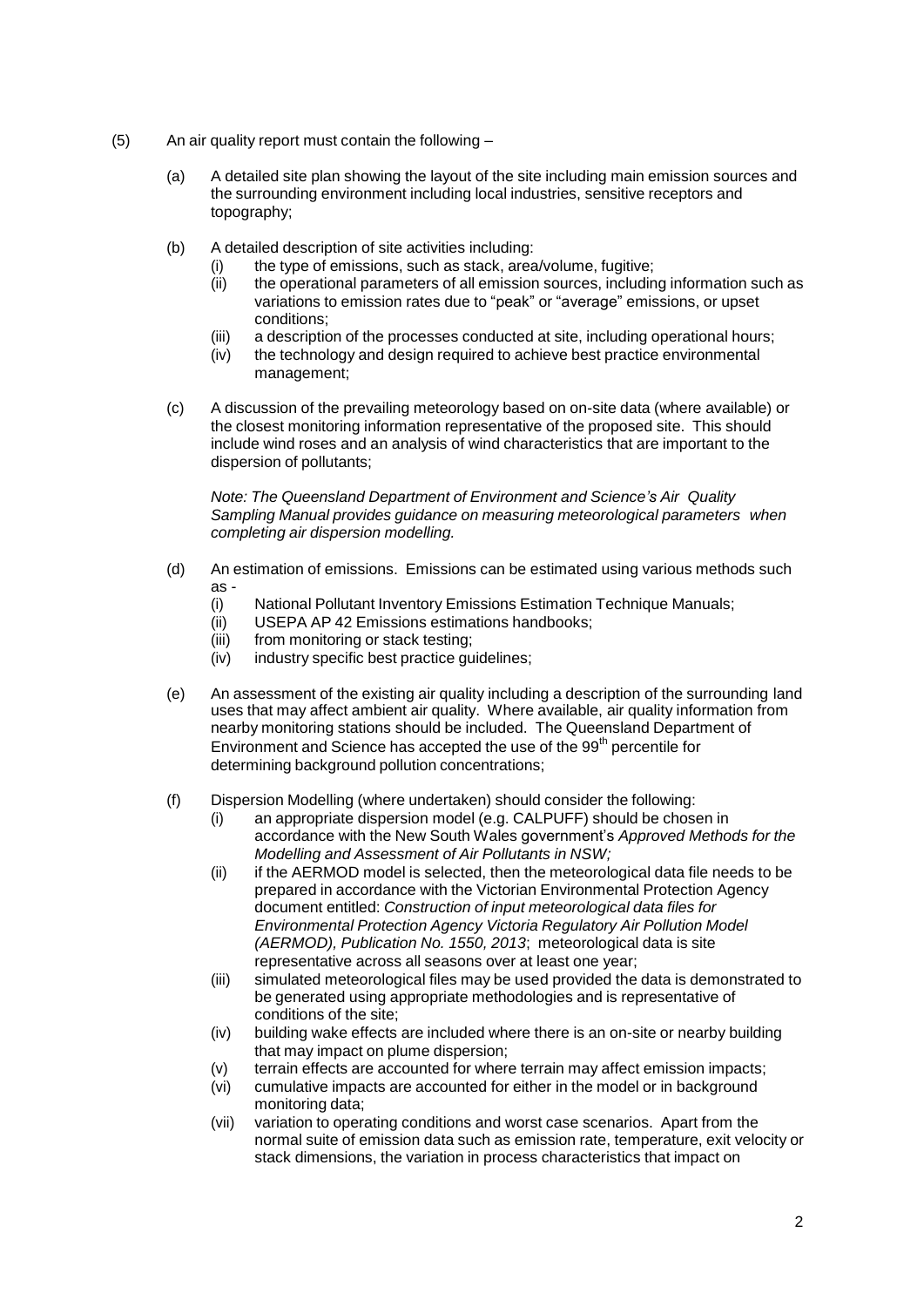(5) An air quality report must contain the following –

(a) A detailed site plan showing the layout of the site including main emission sources and the surrounding environment including local industries, sensitive receptors and topography;

(b) A detailed description of site activities including:

   (i) the type of emissions, such as stack, area/volume, fugitive;

   (ii) the operational parameters of all emission sources, including information such as variations to emission rates due to "peak" or "average" emissions, or upset conditions;

   (iii) a description of the processes conducted at site, including operational hours;

   (iv) the technology and design required to achieve best practice environmental management;

(c) A discussion of the prevailing meteorology based on on-site data (where available) or the closest monitoring information representative of the proposed site. This should include wind roses and an analysis of wind characteristics that are important to the dispersion of pollutants;

   *Note: The Queensland Department of Environment and Science's Air Quality Sampling Manual provides guidance on measuring meteorological parameters when completing air dispersion modelling.*

(d) An estimation of emissions. Emissions can be estimated using various methods such as -

   (i) National Pollutant Inventory Emissions Estimation Technique Manuals;

   (ii) USEPA AP 42 Emissions estimations handbooks;

   (iii) from monitoring or stack testing;

   (iv) industry specific best practice guidelines;

(e) An assessment of the existing air quality including a description of the surrounding land uses that may affect ambient air quality. Where available, air quality information from nearby monitoring stations should be included. The Queensland Department of Environment and Science has accepted the use of the 99th percentile for determining background pollution concentrations;

(f) Dispersion Modelling (where undertaken) should consider the following:

   (i) an appropriate dispersion model (e.g. CALPUFF) should be chosen in accordance with the New South Wales government's *Approved Methods for the Modelling and Assessment of Air Pollutants in NSW;*

   (ii) if the AERMOD model is selected, then the meteorological data file needs to be prepared in accordance with the Victorian Environmental Protection Agency document entitled: *Construction of input meteorological data files for Environmental Protection Agency Victoria Regulatory Air Pollution Model (AERMOD), Publication No. 1550, 2013*; meteorological data is site representative across all seasons over at least one year;

   (iii) simulated meteorological files may be used provided the data is demonstrated to be generated using appropriate methodologies and is representative of conditions of the site;

   (iv) building wake effects are included where there is an on-site or nearby building that may impact on plume dispersion;

   (v) terrain effects are accounted for where terrain may affect emission impacts;

   (vi) cumulative impacts are accounted for either in the model or in background monitoring data;

   (vii) variation to operating conditions and worst case scenarios. Apart from the normal suite of emission data such as emission rate, temperature, exit velocity or stack dimensions, the variation in process characteristics that impact on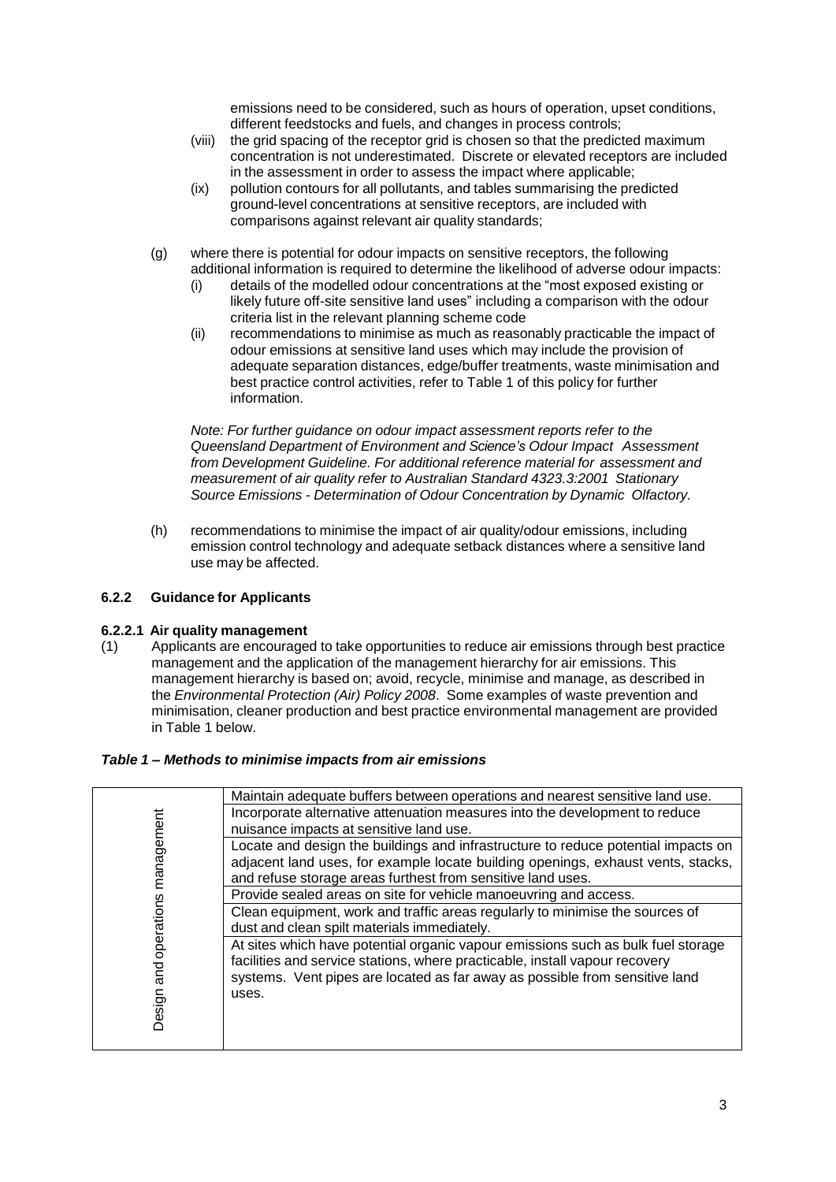emissions need to be considered, such as hours of operation, upset conditions, different feedstocks and fuels, and changes in process controls;

(viii) the grid spacing of the receptor grid is chosen so that the predicted maximum concentration is not underestimated. Discrete or elevated receptors are included in the assessment in order to assess the impact where applicable;

(ix) pollution contours for all pollutants, and tables summarising the predicted ground-level concentrations at sensitive receptors, are included with comparisons against relevant air quality standards;

(g) where there is potential for odour impacts on sensitive receptors, the following additional information is required to determine the likelihood of adverse odour impacts:

(i) details of the modelled odour concentrations at the "most exposed existing or likely future off-site sensitive land uses" including a comparison with the odour criteria list in the relevant planning scheme code

(ii) recommendations to minimise as much as reasonably practicable the impact of odour emissions at sensitive land uses which may include the provision of adequate separation distances, edge/buffer treatments, waste minimisation and best practice control activities, refer to Table 1 of this policy for further information.

*Note: For further guidance on odour impact assessment reports refer to the Queensland Department of Environment and Science's Odour Impact Assessment from Development Guideline. For additional reference material for assessment and measurement of air quality refer to Australian Standard 4323.3:2001 Stationary Source Emissions - Determination of Odour Concentration by Dynamic Olfactory.*

(h) recommendations to minimise the impact of air quality/odour emissions, including emission control technology and adequate setback distances where a sensitive land use may be affected.

### 6.2.2 Guidance for Applicants

#### 6.2.2.1 Air quality management

(1) Applicants are encouraged to take opportunities to reduce air emissions through best practice management and the application of the management hierarchy for air emissions. This management hierarchy is based on; avoid, recycle, minimise and manage, as described in the *Environmental Protection (Air) Policy 2008*. Some examples of waste prevention and minimisation, cleaner production and best practice environmental management are provided in Table 1 below.

***Table 1 – Methods to minimise impacts from air emissions***

| | |
|---|---|
| Design and operations management | Maintain adequate buffers between operations and nearest sensitive land use. |
| | Incorporate alternative attenuation measures into the development to reduce nuisance impacts at sensitive land use. |
| | Locate and design the buildings and infrastructure to reduce potential impacts on adjacent land uses, for example locate building openings, exhaust vents, stacks, and refuse storage areas furthest from sensitive land uses. |
| | Provide sealed areas on site for vehicle manoeuvring and access. |
| | Clean equipment, work and traffic areas regularly to minimise the sources of dust and clean spilt materials immediately. |
| | At sites which have potential organic vapour emissions such as bulk fuel storage facilities and service stations, where practicable, install vapour recovery systems. Vent pipes are located as far away as possible from sensitive land uses. |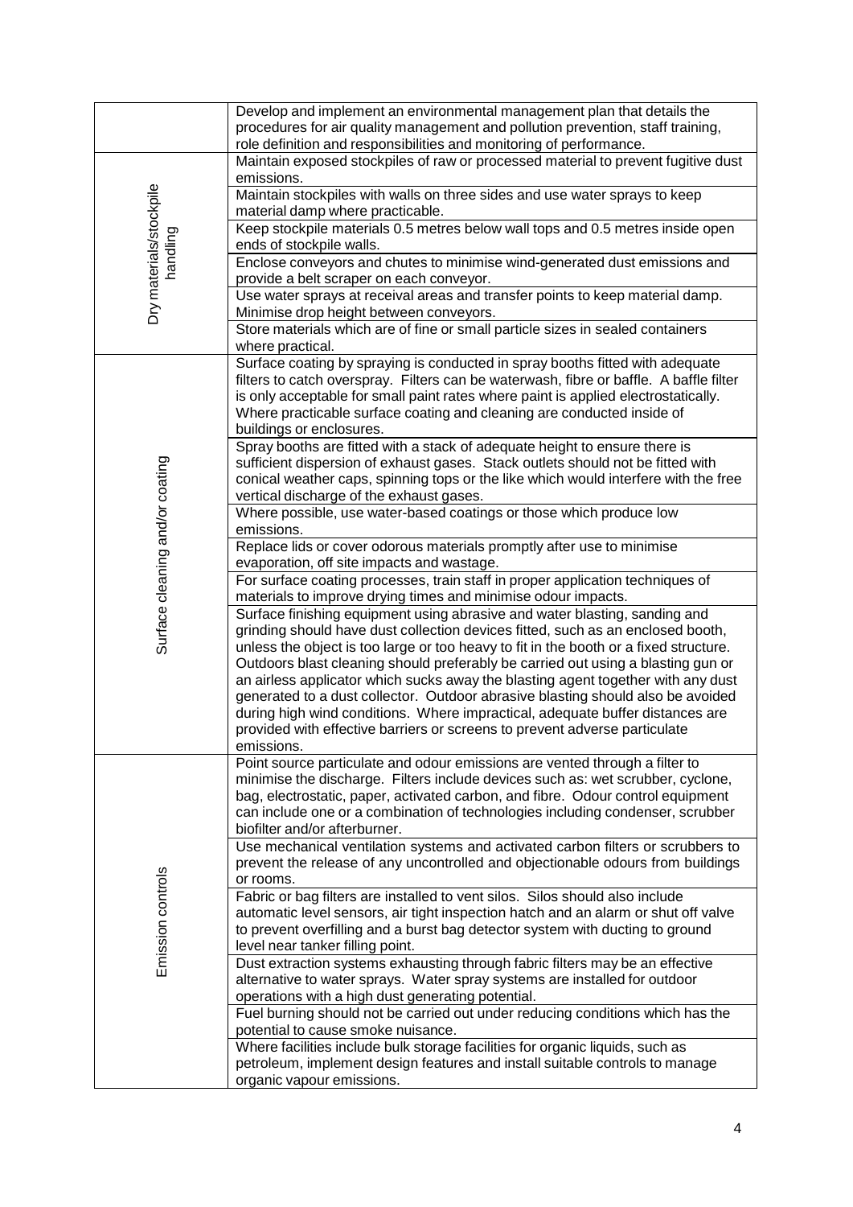| | |
|---|---|
| | Develop and implement an environmental management plan that details the procedures for air quality management and pollution prevention, staff training, role definition and responsibilities and monitoring of performance. |
| Dry materials/stockpile handling | Maintain exposed stockpiles of raw or processed material to prevent fugitive dust emissions. |
| | Maintain stockpiles with walls on three sides and use water sprays to keep material damp where practicable. |
| | Keep stockpile materials 0.5 metres below wall tops and 0.5 metres inside open ends of stockpile walls. |
| | Enclose conveyors and chutes to minimise wind-generated dust emissions and provide a belt scraper on each conveyor. |
| | Use water sprays at receival areas and transfer points to keep material damp. Minimise drop height between conveyors. |
| | Store materials which are of fine or small particle sizes in sealed containers where practical. |
| Surface cleaning and/or coating | Surface coating by spraying is conducted in spray booths fitted with adequate filters to catch overspray. Filters can be waterwash, fibre or baffle. A baffle filter is only acceptable for small paint rates where paint is applied electrostatically. Where practicable surface coating and cleaning are conducted inside of buildings or enclosures. |
| | Spray booths are fitted with a stack of adequate height to ensure there is sufficient dispersion of exhaust gases. Stack outlets should not be fitted with conical weather caps, spinning tops or the like which would interfere with the free vertical discharge of the exhaust gases. |
| | Where possible, use water-based coatings or those which produce low emissions. |
| | Replace lids or cover odorous materials promptly after use to minimise evaporation, off site impacts and wastage. |
| | For surface coating processes, train staff in proper application techniques of materials to improve drying times and minimise odour impacts. |
| | Surface finishing equipment using abrasive and water blasting, sanding and grinding should have dust collection devices fitted, such as an enclosed booth, unless the object is too large or too heavy to fit in the booth or a fixed structure. Outdoors blast cleaning should preferably be carried out using a blasting gun or an airless applicator which sucks away the blasting agent together with any dust generated to a dust collector. Outdoor abrasive blasting should also be avoided during high wind conditions. Where impractical, adequate buffer distances are provided with effective barriers or screens to prevent adverse particulate emissions. |
| Emission controls | Point source particulate and odour emissions are vented through a filter to minimise the discharge. Filters include devices such as: wet scrubber, cyclone, bag, electrostatic, paper, activated carbon, and fibre. Odour control equipment can include one or a combination of technologies including condenser, scrubber biofilter and/or afterburner. |
| | Use mechanical ventilation systems and activated carbon filters or scrubbers to prevent the release of any uncontrolled and objectionable odours from buildings or rooms. |
| | Fabric or bag filters are installed to vent silos. Silos should also include automatic level sensors, air tight inspection hatch and an alarm or shut off valve to prevent overfilling and a burst bag detector system with ducting to ground level near tanker filling point. |
| | Dust extraction systems exhausting through fabric filters may be an effective alternative to water sprays. Water spray systems are installed for outdoor operations with a high dust generating potential. |
| | Fuel burning should not be carried out under reducing conditions which has the potential to cause smoke nuisance. |
| | Where facilities include bulk storage facilities for organic liquids, such as petroleum, implement design features and install suitable controls to manage organic vapour emissions. |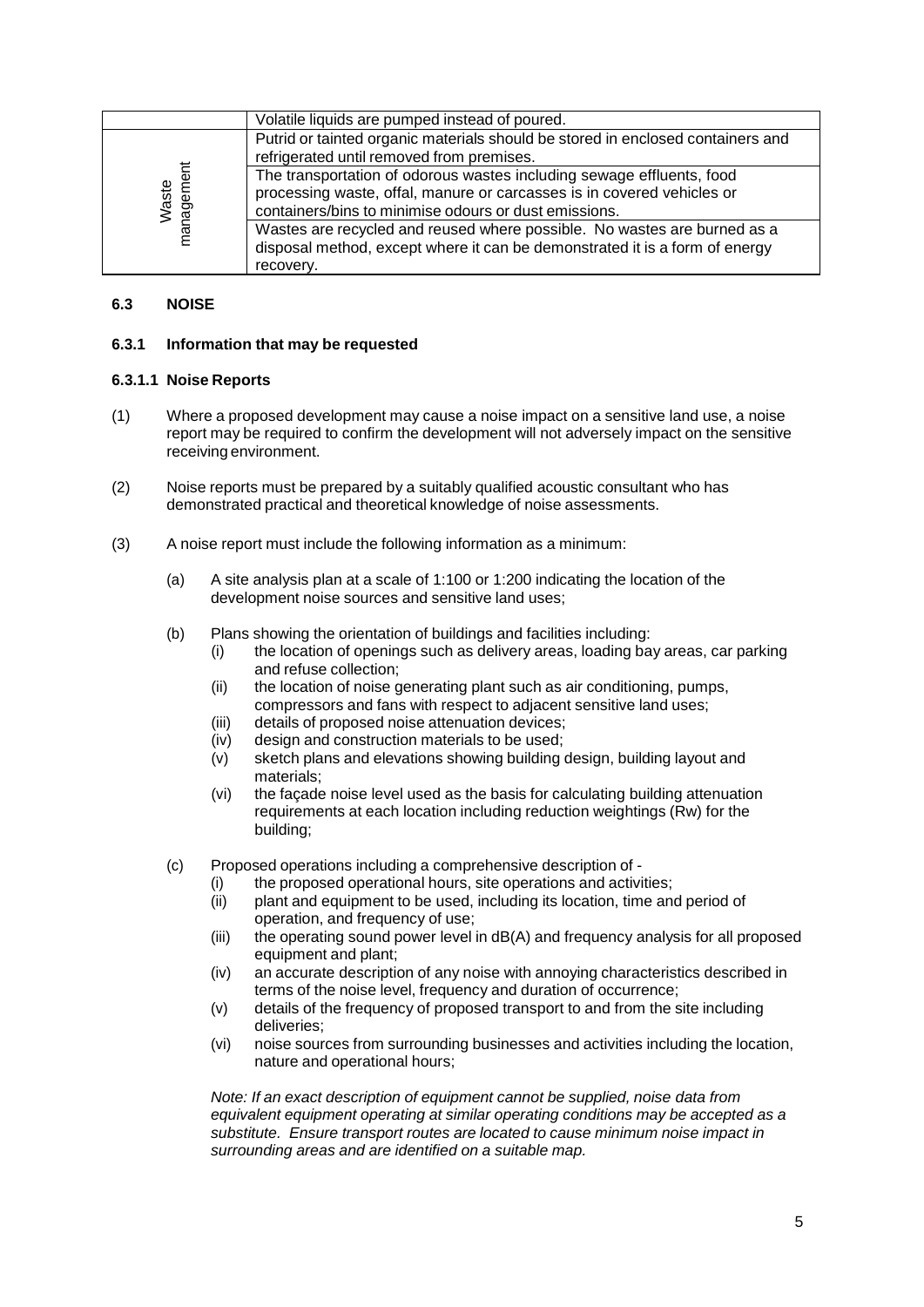|  |  |
| --- | --- |
|  | Volatile liquids are pumped instead of poured. |
| Waste management | Putrid or tainted organic materials should be stored in enclosed containers and refrigerated until removed from premises. |
|  | The transportation of odorous wastes including sewage effluents, food processing waste, offal, manure or carcasses is in covered vehicles or containers/bins to minimise odours or dust emissions. |
|  | Wastes are recycled and reused where possible. No wastes are burned as a disposal method, except where it can be demonstrated it is a form of energy recovery. |

## 6.3 NOISE

### 6.3.1 Information that may be requested

#### 6.3.1.1 Noise Reports

(1) Where a proposed development may cause a noise impact on a sensitive land use, a noise report may be required to confirm the development will not adversely impact on the sensitive receiving environment.

(2) Noise reports must be prepared by a suitably qualified acoustic consultant who has demonstrated practical and theoretical knowledge of noise assessments.

(3) A noise report must include the following information as a minimum:

(a) A site analysis plan at a scale of 1:100 or 1:200 indicating the location of the development noise sources and sensitive land uses;

(b) Plans showing the orientation of buildings and facilities including:
  - (i) the location of openings such as delivery areas, loading bay areas, car parking and refuse collection;
  - (ii) the location of noise generating plant such as air conditioning, pumps, compressors and fans with respect to adjacent sensitive land uses;
  - (iii) details of proposed noise attenuation devices;
  - (iv) design and construction materials to be used;
  - (v) sketch plans and elevations showing building design, building layout and materials;
  - (vi) the façade noise level used as the basis for calculating building attenuation requirements at each location including reduction weightings (Rw) for the building;

(c) Proposed operations including a comprehensive description of -
  - (i) the proposed operational hours, site operations and activities;
  - (ii) plant and equipment to be used, including its location, time and period of operation, and frequency of use;
  - (iii) the operating sound power level in dB(A) and frequency analysis for all proposed equipment and plant;
  - (iv) an accurate description of any noise with annoying characteristics described in terms of the noise level, frequency and duration of occurrence;
  - (v) details of the frequency of proposed transport to and from the site including deliveries;
  - (vi) noise sources from surrounding businesses and activities including the location, nature and operational hours;

*Note: If an exact description of equipment cannot be supplied, noise data from equivalent equipment operating at similar operating conditions may be accepted as a substitute. Ensure transport routes are located to cause minimum noise impact in surrounding areas and are identified on a suitable map.*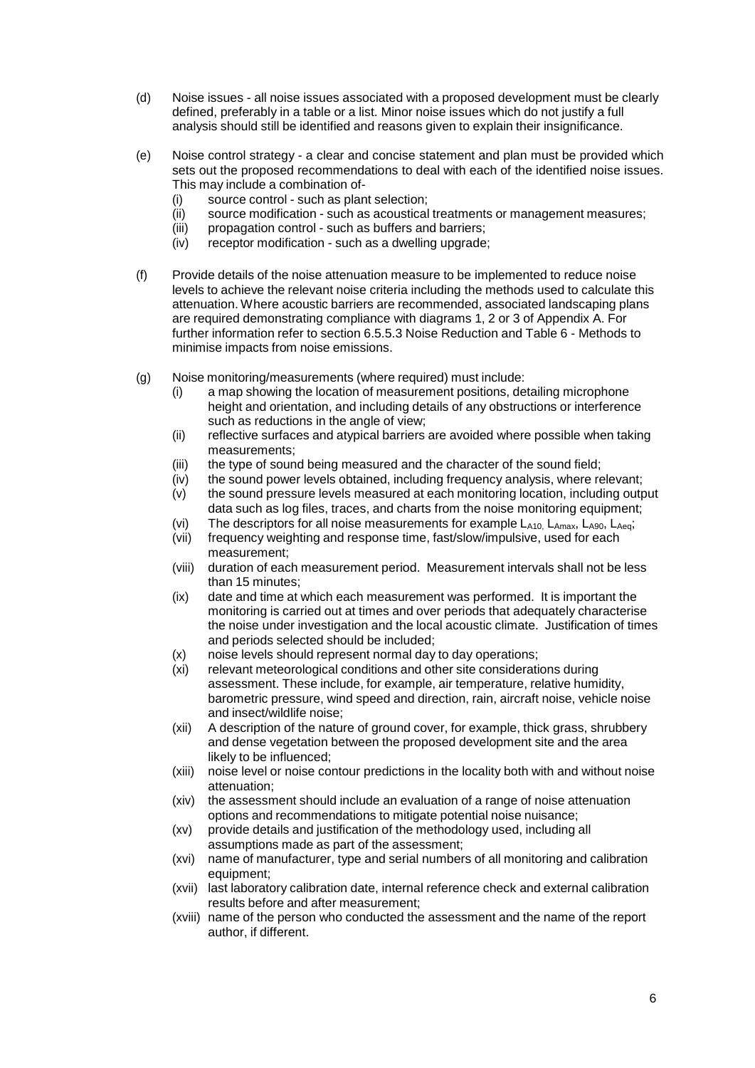(d) Noise issues - all noise issues associated with a proposed development must be clearly defined, preferably in a table or a list. Minor noise issues which do not justify a full analysis should still be identified and reasons given to explain their insignificance.

(e) Noise control strategy - a clear and concise statement and plan must be provided which sets out the proposed recommendations to deal with each of the identified noise issues. This may include a combination of-
   (i) source control - such as plant selection;
   (ii) source modification - such as acoustical treatments or management measures;
   (iii) propagation control - such as buffers and barriers;
   (iv) receptor modification - such as a dwelling upgrade;

(f) Provide details of the noise attenuation measure to be implemented to reduce noise levels to achieve the relevant noise criteria including the methods used to calculate this attenuation. Where acoustic barriers are recommended, associated landscaping plans are required demonstrating compliance with diagrams 1, 2 or 3 of Appendix A. For further information refer to section 6.5.5.3 Noise Reduction and Table 6 - Methods to minimise impacts from noise emissions.

(g) Noise monitoring/measurements (where required) must include:
   (i) a map showing the location of measurement positions, detailing microphone height and orientation, and including details of any obstructions or interference such as reductions in the angle of view;
   (ii) reflective surfaces and atypical barriers are avoided where possible when taking measurements;
   (iii) the type of sound being measured and the character of the sound field;
   (iv) the sound power levels obtained, including frequency analysis, where relevant;
   (v) the sound pressure levels measured at each monitoring location, including output data such as log files, traces, and charts from the noise monitoring equipment;
   (vi) The descriptors for all noise measurements for example $L_{A10}$, $L_{Amax}$, $L_{A90}$, $L_{Aeq}$;
   (vii) frequency weighting and response time, fast/slow/impulsive, used for each measurement;
   (viii) duration of each measurement period. Measurement intervals shall not be less than 15 minutes;
   (ix) date and time at which each measurement was performed. It is important the monitoring is carried out at times and over periods that adequately characterise the noise under investigation and the local acoustic climate. Justification of times and periods selected should be included;
   (x) noise levels should represent normal day to day operations;
   (xi) relevant meteorological conditions and other site considerations during assessment. These include, for example, air temperature, relative humidity, barometric pressure, wind speed and direction, rain, aircraft noise, vehicle noise and insect/wildlife noise;
   (xii) A description of the nature of ground cover, for example, thick grass, shrubbery and dense vegetation between the proposed development site and the area likely to be influenced;
   (xiii) noise level or noise contour predictions in the locality both with and without noise attenuation;
   (xiv) the assessment should include an evaluation of a range of noise attenuation options and recommendations to mitigate potential noise nuisance;
   (xv) provide details and justification of the methodology used, including all assumptions made as part of the assessment;
   (xvi) name of manufacturer, type and serial numbers of all monitoring and calibration equipment;
   (xvii) last laboratory calibration date, internal reference check and external calibration results before and after measurement;
   (xviii) name of the person who conducted the assessment and the name of the report author, if different.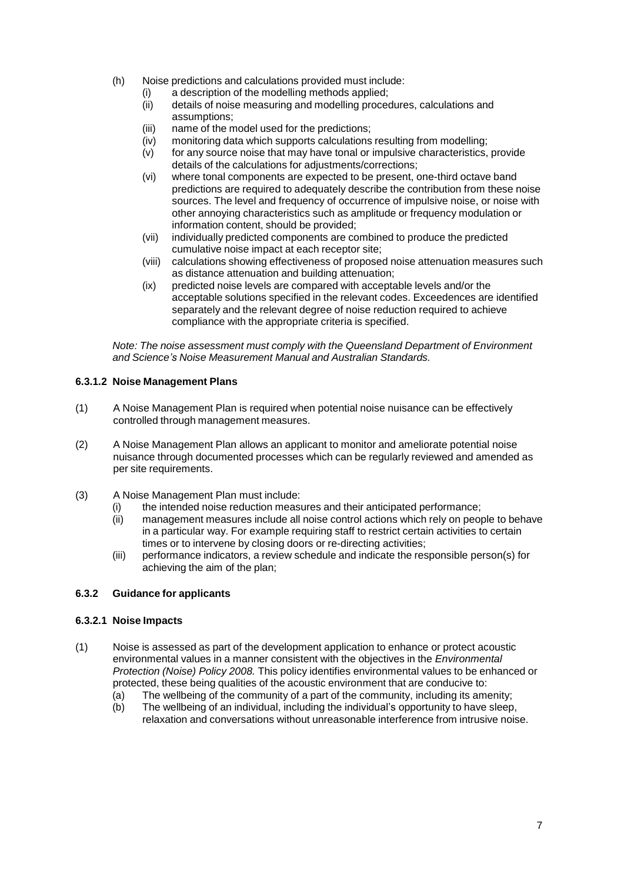(h) Noise predictions and calculations provided must include:
   (i) a description of the modelling methods applied;
   (ii) details of noise measuring and modelling procedures, calculations and assumptions;
   (iii) name of the model used for the predictions;
   (iv) monitoring data which supports calculations resulting from modelling;
   (v) for any source noise that may have tonal or impulsive characteristics, provide details of the calculations for adjustments/corrections;
   (vi) where tonal components are expected to be present, one-third octave band predictions are required to adequately describe the contribution from these noise sources. The level and frequency of occurrence of impulsive noise, or noise with other annoying characteristics such as amplitude or frequency modulation or information content, should be provided;
   (vii) individually predicted components are combined to produce the predicted cumulative noise impact at each receptor site;
   (viii) calculations showing effectiveness of proposed noise attenuation measures such as distance attenuation and building attenuation;
   (ix) predicted noise levels are compared with acceptable levels and/or the acceptable solutions specified in the relevant codes. Exceedences are identified separately and the relevant degree of noise reduction required to achieve compliance with the appropriate criteria is specified.

*Note: The noise assessment must comply with the Queensland Department of Environment and Science's Noise Measurement Manual and Australian Standards.*

#### 6.3.1.2 Noise Management Plans

(1) A Noise Management Plan is required when potential noise nuisance can be effectively controlled through management measures.

(2) A Noise Management Plan allows an applicant to monitor and ameliorate potential noise nuisance through documented processes which can be regularly reviewed and amended as per site requirements.

(3) A Noise Management Plan must include:
   (i) the intended noise reduction measures and their anticipated performance;
   (ii) management measures include all noise control actions which rely on people to behave in a particular way. For example requiring staff to restrict certain activities to certain times or to intervene by closing doors or re-directing activities;
   (iii) performance indicators, a review schedule and indicate the responsible person(s) for achieving the aim of the plan;

### 6.3.2 Guidance for applicants

#### 6.3.2.1 Noise Impacts

(1) Noise is assessed as part of the development application to enhance or protect acoustic environmental values in a manner consistent with the objectives in the *Environmental Protection (Noise) Policy 2008.* This policy identifies environmental values to be enhanced or protected, these being qualities of the acoustic environment that are conducive to:
   (a) The wellbeing of the community of a part of the community, including its amenity;
   (b) The wellbeing of an individual, including the individual's opportunity to have sleep, relaxation and conversations without unreasonable interference from intrusive noise.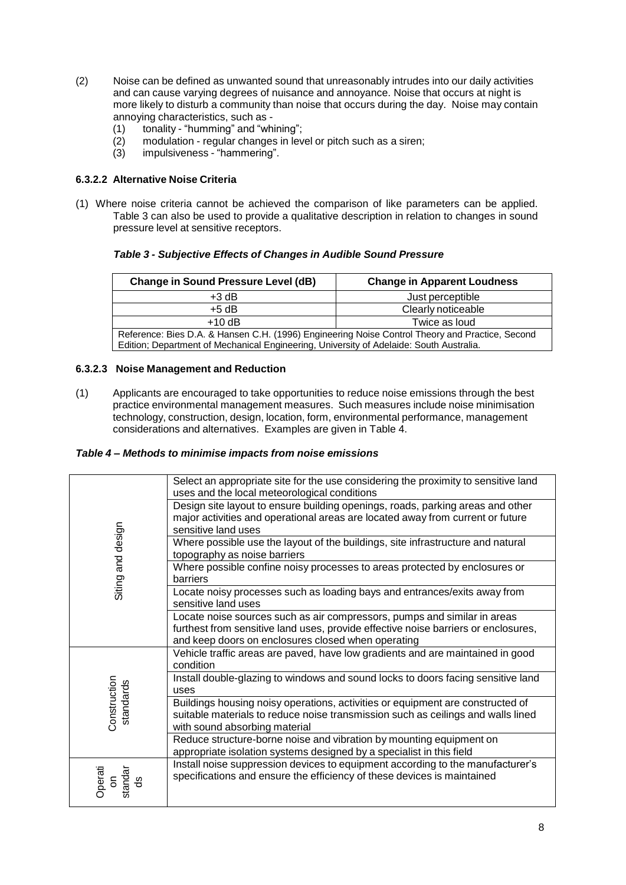(2) Noise can be defined as unwanted sound that unreasonably intrudes into our daily activities and can cause varying degrees of nuisance and annoyance. Noise that occurs at night is more likely to disturb a community than noise that occurs during the day. Noise may contain annoying characteristics, such as -

 (1) tonality - "humming" and "whining";
 (2) modulation - regular changes in level or pitch such as a siren;
 (3) impulsiveness - "hammering".

#### 6.3.2.2 Alternative Noise Criteria

(1) Where noise criteria cannot be achieved the comparison of like parameters can be applied. Table 3 can also be used to provide a qualitative description in relation to changes in sound pressure level at sensitive receptors.

***Table 3 - Subjective Effects of Changes in Audible Sound Pressure***

| Change in Sound Pressure Level (dB) | Change in Apparent Loudness |
|---|---|
| +3 dB | Just perceptible |
| +5 dB | Clearly noticeable |
| +10 dB | Twice as loud |
| Reference: Bies D.A. & Hansen C.H. (1996) Engineering Noise Control Theory and Practice, Second Edition; Department of Mechanical Engineering, University of Adelaide: South Australia. | |

#### 6.3.2.3 Noise Management and Reduction

(1) Applicants are encouraged to take opportunities to reduce noise emissions through the best practice environmental management measures. Such measures include noise minimisation technology, construction, design, location, form, environmental performance, management considerations and alternatives. Examples are given in Table 4.

***Table 4 – Methods to minimise impacts from noise emissions***

| | |
|---|---|
| Siting and design | Select an appropriate site for the use considering the proximity to sensitive land uses and the local meteorological conditions |
| | Design site layout to ensure building openings, roads, parking areas and other major activities and operational areas are located away from current or future sensitive land uses |
| | Where possible use the layout of the buildings, site infrastructure and natural topography as noise barriers |
| | Where possible confine noisy processes to areas protected by enclosures or barriers |
| | Locate noisy processes such as loading bays and entrances/exits away from sensitive land uses |
| | Locate noise sources such as air compressors, pumps and similar in areas furthest from sensitive land uses, provide effective noise barriers or enclosures, and keep doors on enclosures closed when operating |
| Construction standards | Vehicle traffic areas are paved, have low gradients and are maintained in good condition |
| | Install double-glazing to windows and sound locks to doors facing sensitive land uses |
| | Buildings housing noisy operations, activities or equipment are constructed of suitable materials to reduce noise transmission such as ceilings and walls lined with sound absorbing material |
| | Reduce structure-borne noise and vibration by mounting equipment on appropriate isolation systems designed by a specialist in this field |
| Operation standards | Install noise suppression devices to equipment according to the manufacturer's specifications and ensure the efficiency of these devices is maintained |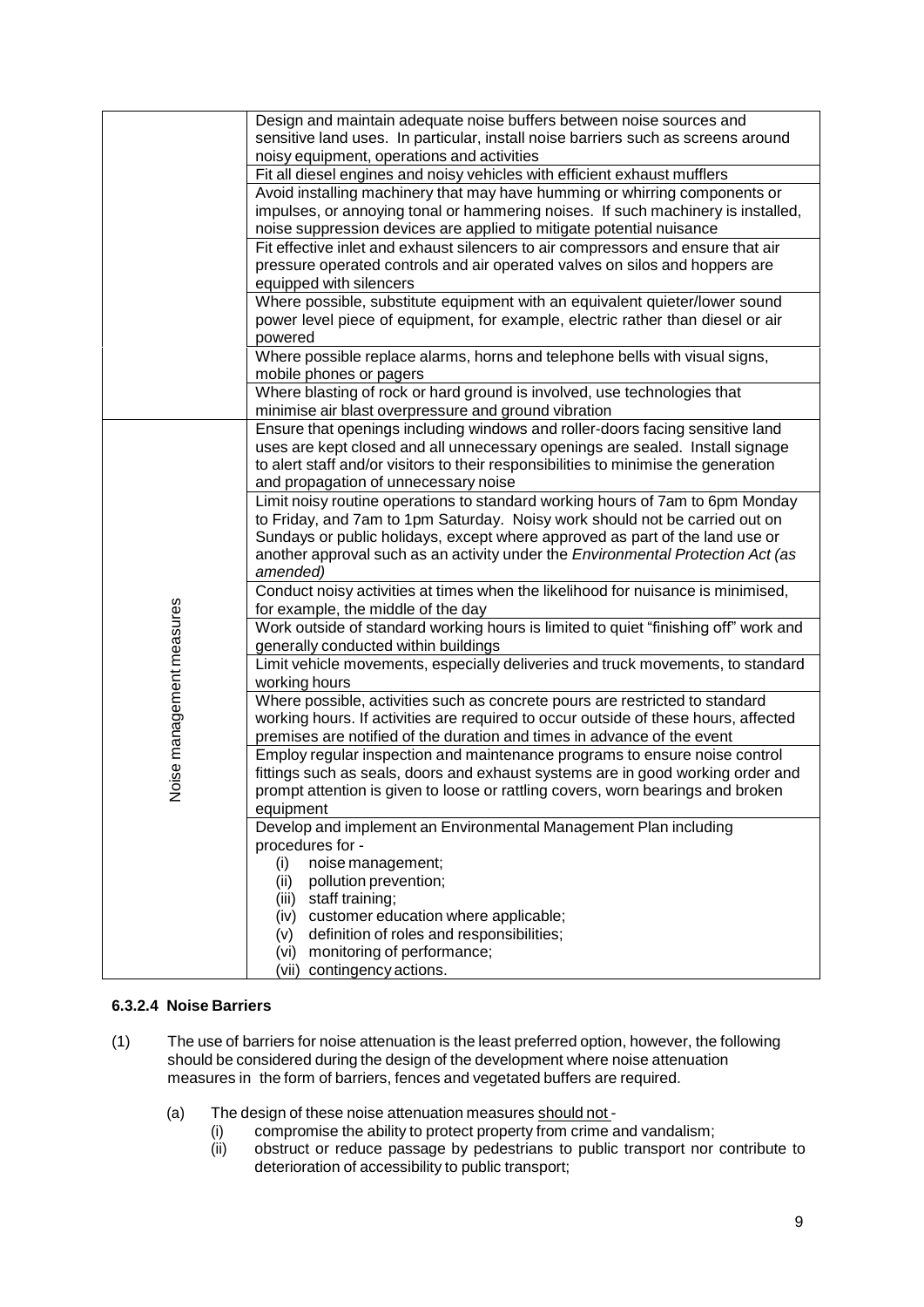| | |
|---|---|
| | Design and maintain adequate noise buffers between noise sources and sensitive land uses. In particular, install noise barriers such as screens around noisy equipment, operations and activities |
| | Fit all diesel engines and noisy vehicles with efficient exhaust mufflers |
| | Avoid installing machinery that may have humming or whirring components or impulses, or annoying tonal or hammering noises. If such machinery is installed, noise suppression devices are applied to mitigate potential nuisance |
| | Fit effective inlet and exhaust silencers to air compressors and ensure that air pressure operated controls and air operated valves on silos and hoppers are equipped with silencers |
| | Where possible, substitute equipment with an equivalent quieter/lower sound power level piece of equipment, for example, electric rather than diesel or air powered |
| | Where possible replace alarms, horns and telephone bells with visual signs, mobile phones or pagers |
| | Where blasting of rock or hard ground is involved, use technologies that minimise air blast overpressure and ground vibration |
| Noise management measures | Ensure that openings including windows and roller-doors facing sensitive land uses are kept closed and all unnecessary openings are sealed. Install signage to alert staff and/or visitors to their responsibilities to minimise the generation and propagation of unnecessary noise |
| | Limit noisy routine operations to standard working hours of 7am to 6pm Monday to Friday, and 7am to 1pm Saturday. Noisy work should not be carried out on Sundays or public holidays, except where approved as part of the land use or another approval such as an activity under the *Environmental Protection Act (as amended)* |
| | Conduct noisy activities at times when the likelihood for nuisance is minimised, for example, the middle of the day |
| | Work outside of standard working hours is limited to quiet "finishing off" work and generally conducted within buildings |
| | Limit vehicle movements, especially deliveries and truck movements, to standard working hours |
| | Where possible, activities such as concrete pours are restricted to standard working hours. If activities are required to occur outside of these hours, affected premises are notified of the duration and times in advance of the event |
| | Employ regular inspection and maintenance programs to ensure noise control fittings such as seals, doors and exhaust systems are in good working order and prompt attention is given to loose or rattling covers, worn bearings and broken equipment |
| | Develop and implement an Environmental Management Plan including procedures for - (i) noise management; (ii) pollution prevention; (iii) staff training; (iv) customer education where applicable; (v) definition of roles and responsibilities; (vi) monitoring of performance; (vii) contingency actions. |

#### 6.3.2.4 Noise Barriers

(1) The use of barriers for noise attenuation is the least preferred option, however, the following should be considered during the design of the development where noise attenuation measures in the form of barriers, fences and vegetated buffers are required.

   (a) The design of these noise attenuation measures should not -
      (i) compromise the ability to protect property from crime and vandalism;
      (ii) obstruct or reduce passage by pedestrians to public transport nor contribute to deterioration of accessibility to public transport;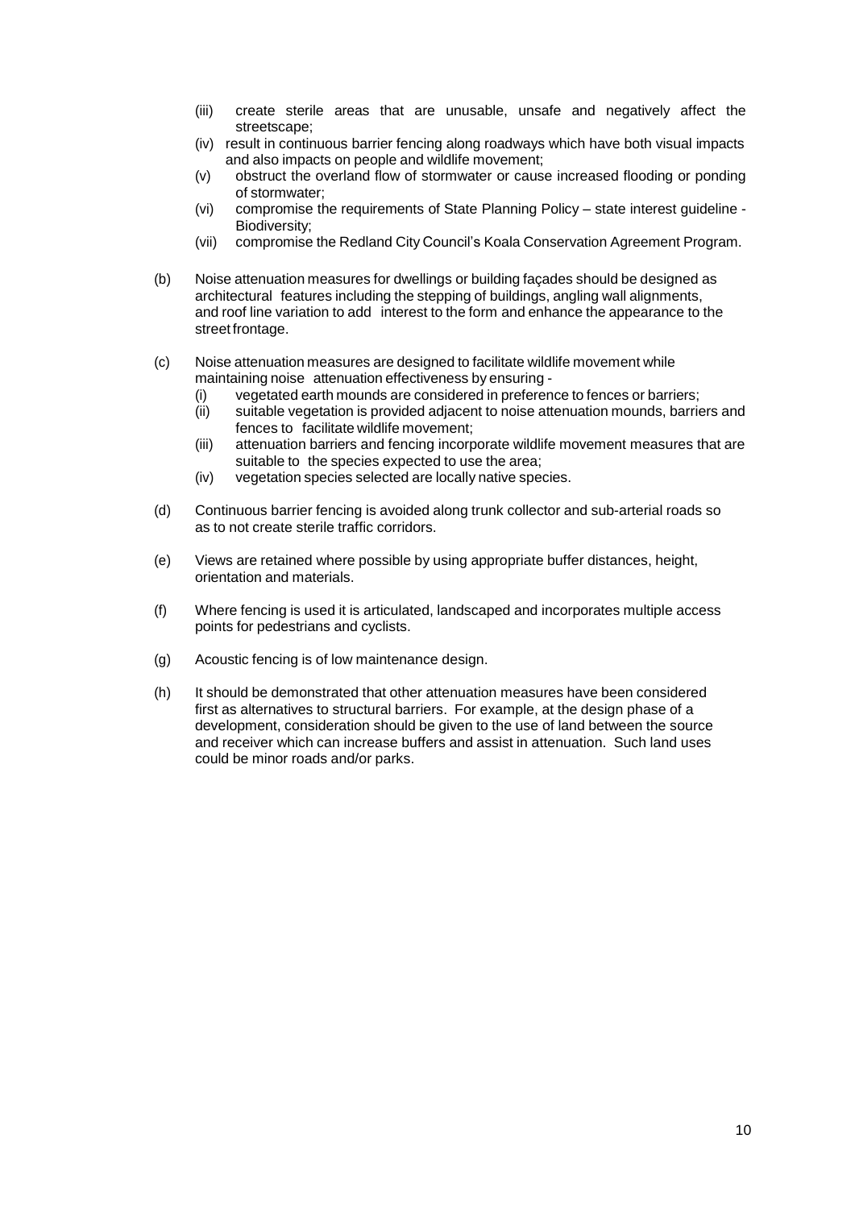(iii) create sterile areas that are unusable, unsafe and negatively affect the streetscape;
(iv) result in continuous barrier fencing along roadways which have both visual impacts and also impacts on people and wildlife movement;
(v) obstruct the overland flow of stormwater or cause increased flooding or ponding of stormwater;
(vi) compromise the requirements of State Planning Policy – state interest guideline - Biodiversity;
(vii) compromise the Redland City Council's Koala Conservation Agreement Program.

(b) Noise attenuation measures for dwellings or building façades should be designed as architectural features including the stepping of buildings, angling wall alignments, and roof line variation to add interest to the form and enhance the appearance to the street frontage.

(c) Noise attenuation measures are designed to facilitate wildlife movement while maintaining noise attenuation effectiveness by ensuring -
(i) vegetated earth mounds are considered in preference to fences or barriers;
(ii) suitable vegetation is provided adjacent to noise attenuation mounds, barriers and fences to facilitate wildlife movement;
(iii) attenuation barriers and fencing incorporate wildlife movement measures that are suitable to the species expected to use the area;
(iv) vegetation species selected are locally native species.

(d) Continuous barrier fencing is avoided along trunk collector and sub-arterial roads so as to not create sterile traffic corridors.

(e) Views are retained where possible by using appropriate buffer distances, height, orientation and materials.

(f) Where fencing is used it is articulated, landscaped and incorporates multiple access points for pedestrians and cyclists.

(g) Acoustic fencing is of low maintenance design.

(h) It should be demonstrated that other attenuation measures have been considered first as alternatives to structural barriers. For example, at the design phase of a development, consideration should be given to the use of land between the source and receiver which can increase buffers and assist in attenuation. Such land uses could be minor roads and/or parks.